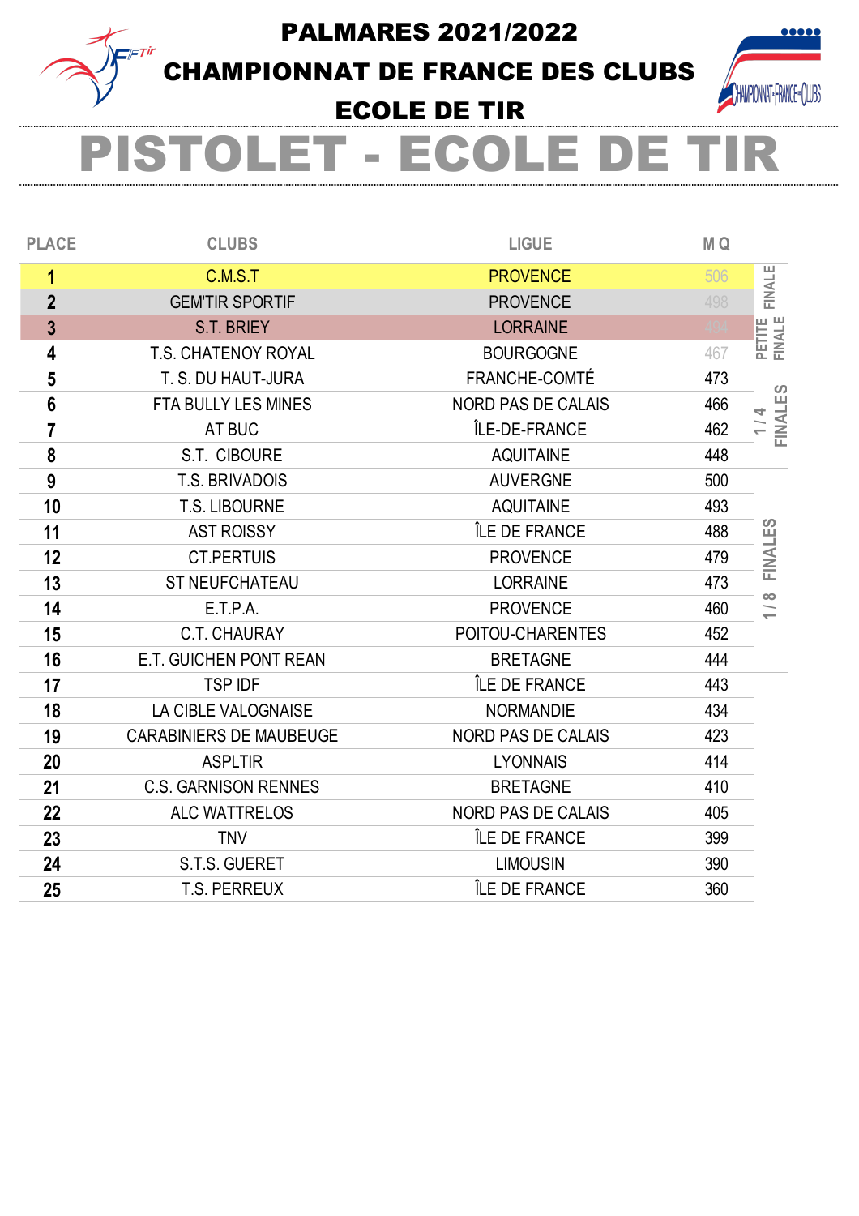# PALMARES 2021/2022

# CHAMPIONNAT DE FRANCE DES CLUBS

# ECOLE DE TIR

# PISTOLET - ECOLE DE TIR

| PLACE | CLUBS | LIGUE | M Q | |
|---|---|---|---|---|
| 1 | C.M.S.T | PROVENCE | 506 | FINALE |
| 2 | GEM'TIR SPORTIF | PROVENCE | 498 | |
| 3 | S.T. BRIEY | LORRAINE | 494 | PETITE FINALE |
| 4 | T.S. CHATENOY ROYAL | BOURGOGNE | 467 | |
| 5 | T. S. DU HAUT-JURA | FRANCHE-COMTÉ | 473 | 1 / 4 FINALES |
| 6 | FTA BULLY LES MINES | NORD PAS DE CALAIS | 466 | |
| 7 | AT BUC | ÎLE-DE-FRANCE | 462 | |
| 8 | S.T. CIBOURE | AQUITAINE | 448 | |
| 9 | T.S. BRIVADOIS | AUVERGNE | 500 | 1 / 8 FINALES |
| 10 | T.S. LIBOURNE | AQUITAINE | 493 | |
| 11 | AST ROISSY | ÎLE DE FRANCE | 488 | |
| 12 | CT.PERTUIS | PROVENCE | 479 | |
| 13 | ST NEUFCHATEAU | LORRAINE | 473 | |
| 14 | E.T.P.A. | PROVENCE | 460 | |
| 15 | C.T. CHAURAY | POITOU-CHARENTES | 452 | |
| 16 | E.T. GUICHEN PONT REAN | BRETAGNE | 444 | |
| 17 | TSP IDF | ÎLE DE FRANCE | 443 | |
| 18 | LA CIBLE VALOGNAISE | NORMANDIE | 434 | |
| 19 | CARABINIERS DE MAUBEUGE | NORD PAS DE CALAIS | 423 | |
| 20 | ASPLTIR | LYONNAIS | 414 | |
| 21 | C.S. GARNISON RENNES | BRETAGNE | 410 | |
| 22 | ALC WATTRELOS | NORD PAS DE CALAIS | 405 | |
| 23 | TNV | ÎLE DE FRANCE | 399 | |
| 24 | S.T.S. GUERET | LIMOUSIN | 390 | |
| 25 | T.S. PERREUX | ÎLE DE FRANCE | 360 | |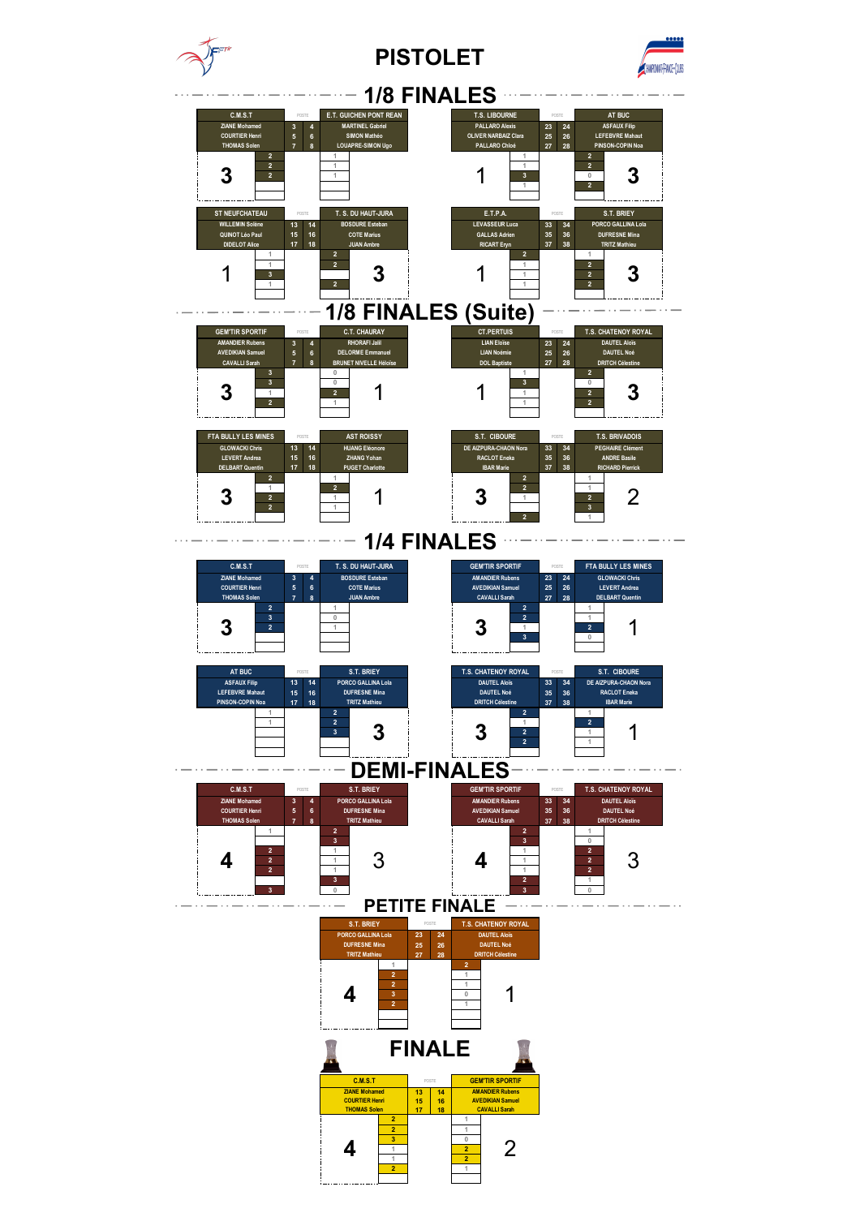# PISTOLET

## 1/8 FINALES

| C.M.S.T | POSTE | | E.T. GUICHEN PONT REAN |
|---|---|---|---|
| ZIANE Mohamed | 3 | 4 | MARTINEL Gabriel |
| COURTIER Henri | 5 | 6 | SIMON Mathéo |
| THOMAS Solen | 7 | 8 | LOUAPRE-SIMON Ugo |
| **3** | 2 / 2 / 2 | 1 / 1 / 1 | |

| T.S. LIBOURNE | POSTE | | AT BUC |
|---|---|---|---|
| PALLARO Alexis | 23 | 24 | ASFAUX Filip |
| OLIVER NARBAIZ Clara | 25 | 26 | LEFEBVRE Mahaut |
| PALLARO Chloé | 27 | 28 | PINSON-COPIN Noa |
| 1 | 1 / 1 / 3 / 1 | 2 / 2 / 0 / 2 | **3** |

| ST NEUFCHATEAU | POSTE | | T. S. DU HAUT-JURA |
|---|---|---|---|
| WILLEMIN Solène | 13 | 14 | BOSDURE Esteban |
| QUINOT Léo Paul | 15 | 16 | COTE Marius |
| DIDELOT Alice | 17 | 18 | JUAN Ambre |
| 1 | 1 / 1 / 3 / 1 | 2 / 2 / 1 / 2 | **3** |

| E.T.P.A. | POSTE | | S.T. BRIEY |
|---|---|---|---|
| LEVASSEUR Luca | 33 | 34 | PORCO GALLINA Lola |
| GALLAS Adrien | 35 | 36 | DUFRESNE Mina |
| RICART Eryn | 37 | 38 | TRITZ Mathieu |
| 1 | 2 / 1 / 1 / 1 | 1 / 2 / 2 / 2 | **3** |

## 1/8 FINALES (Suite)

| GEM'TIR SPORTIF | POSTE | | C.T. CHAURAY |
|---|---|---|---|
| AMANDIER Rubens | 3 | 4 | RHORAFI Jalil |
| AVEDIKIAN Samuel | 5 | 6 | DELORME Emmanuel |
| CAVALLI Sarah | 7 | 8 | BRUNET NIVELLE Heloïse |
| **3** | 3 / 3 / 1 / 2 | 0 / 0 / 2 / 1 | 1 |

| CT.PERTUIS | POSTE | | T.S. CHATENOY ROYAL |
|---|---|---|---|
| LIAN Eloïse | 23 | 24 | DAUTEL Aloïs |
| LIAN Noémie | 25 | 26 | DAUTEL Noé |
| DOL Baptiste | 27 | 28 | DRITCH Célestine |
| 1 | 1 / 3 / 1 / 1 | 2 / 0 / 2 / 2 | **3** |

| FTA BULLY LES MINES | POSTE | | AST ROISSY |
|---|---|---|---|
| GLOWACKI Chris | 13 | 14 | HUANG Eléonore |
| LEVERT Andrea | 15 | 16 | ZHANG Yohan |
| DELBART Quentin | 17 | 18 | PUGET Charlotte |
| **3** | 2 / 1 / 2 / 2 | 1 / 2 / 1 / 1 | 1 |

| S.T. CIBOURE | POSTE | | T.S. BRIVADOIS |
|---|---|---|---|
| DE AIZPURA-CHAON Nora | 33 | 34 | PEGHAIRE Clément |
| RACLOT Eneka | 35 | 36 | ANDRE Basile |
| IBAR Marie | 37 | 38 | RICHARD Pierrick |
| **3** | 2 / 2 / 1 / / 2 | 1 / 1 / 2 / 3 / 1 | 2 |

## 1/4 FINALES

| C.M.S.T | POSTE | | T. S. DU HAUT-JURA |
|---|---|---|---|
| ZIANE Mohamed | 3 | 4 | BOSDURE Esteban |
| COURTIER Henri | 5 | 6 | COTE Marius |
| THOMAS Solen | 7 | 8 | JUAN Ambre |
| **3** | 2 / 3 / 2 | 1 / 0 / 1 | |

| GEM'TIR SPORTIF | POSTE | | FTA BULLY LES MINES |
|---|---|---|---|
| AMANDIER Rubens | 23 | 24 | GLOWACKI Chris |
| AVEDIKIAN Samuel | 25 | 26 | LEVERT Andrea |
| CAVALLI Sarah | 27 | 28 | DELBART Quentin |
| **3** | 2 / 2 / 1 / 3 | 1 / 1 / 2 / 0 | 1 |

| AT BUC | POSTE | | S.T. BRIEY |
|---|---|---|---|
| ASFAUX Filip | 13 | 14 | PORCO GALLINA Lola |
| LEFEBVRE Mahaut | 15 | 16 | DUFRESNE Mina |
| PINSON-COPIN Noa | 17 | 18 | TRITZ Mathieu |
| | 1 / 1 | 2 / 2 / 3 | **3** |

| T.S. CHATENOY ROYAL | POSTE | | S.T. CIBOURE |
|---|---|---|---|
| DAUTEL Aloïs | 33 | 34 | DE AIZPURA-CHAON Nora |
| DAUTEL Noé | 35 | 36 | RACLOT Eneka |
| DRITCH Célestine | 37 | 38 | IBAR Marie |
| **3** | 2 / 1 / 2 / 2 | 1 / 2 / 1 / 1 | 1 |

## DEMI-FINALES

| C.M.S.T | POSTE | | S.T. BRIEY |
|---|---|---|---|
| ZIANE Mohamed | 3 | 4 | PORCO GALLINA Lola |
| COURTIER Henri | 5 | 6 | DUFRESNE Mina |
| THOMAS Solen | 7 | 8 | TRITZ Mathieu |
| **4** | 1 / / 2 / 2 / 2 / / 3 | 2 / 3 / 1 / 1 / 1 / 3 / 0 | 3 |

| GEM'TIR SPORTIF | POSTE | | T.S. CHATENOY ROYAL |
|---|---|---|---|
| AMANDIER Rubens | 33 | 34 | DAUTEL Aloïs |
| AVEDIKIAN Samuel | 35 | 36 | DAUTEL Noé |
| CAVALLI Sarah | 37 | 38 | DRITCH Célestine |
| **4** | 2 / 3 / 1 / 1 / 1 / 2 / 3 | 1 / 0 / 2 / 2 / 2 / 1 / 0 | 3 |

## PETITE FINALE

| S.T. BRIEY | POSTE | | T.S. CHATENOY ROYAL |
|---|---|---|---|
| PORCO GALLINA Lola | 23 | 24 | DAUTEL Aloïs |
| DUFRESNE Mina | 25 | 26 | DAUTEL Noé |
| TRITZ Mathieu | 27 | 28 | DRITCH Célestine |
| **4** | 1 / 2 / 2 / 3 / 2 | 2 / 1 / 1 / 0 / 1 | 1 |

## FINALE

| C.M.S.T | POSTE | | GEM'TIR SPORTIF |
|---|---|---|---|
| ZIANE Mohamed | 13 | 14 | AMANDIER Rubens |
| COURTIER Henri | 15 | 16 | AVEDIKIAN Samuel |
| THOMAS Solen | 17 | 18 | CAVALLI Sarah |
| **4** | 2 / 2 / 3 / 1 / 1 / 2 | 1 / 1 / 0 / 2 / 2 / 1 | 2 |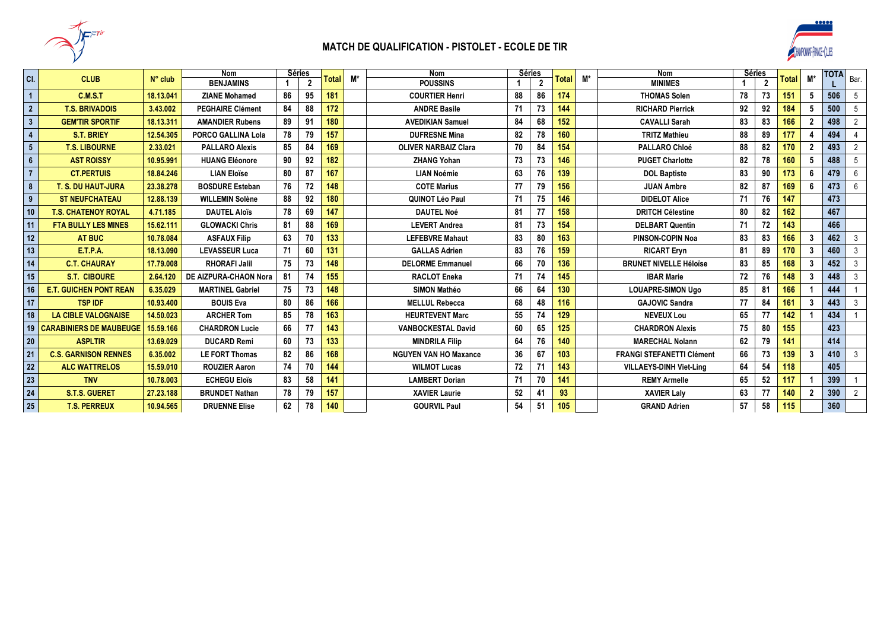# MATCH DE QUALIFICATION - PISTOLET - ECOLE DE TIR

| Cl. | CLUB | N° club | Nom BENJAMINS | Séries 1 | Séries 2 | Total | M* | Nom POUSSINS | Séries 1 | Séries 2 | Total | M* | Nom MINIMES | Séries 1 | Séries 2 | Total | M* | TOTAL | Bar. |
|---|---|---|---|---|---|---|---|---|---|---|---|---|---|---|---|---|---|---|---|
| 1 | C.M.S.T | 18.13.041 | ZIANE Mohamed | 86 | 95 | 181 | | COURTIER Henri | 88 | 86 | 174 | | THOMAS Solen | 78 | 73 | 151 | 5 | 506 | 5 |
| 2 | T.S. BRIVADOIS | 3.43.002 | PEGHAIRE Clément | 84 | 88 | 172 | | ANDRE Basile | 71 | 73 | 144 | | RICHARD Pierrick | 92 | 92 | 184 | 5 | 500 | 5 |
| 3 | GEM'TIR SPORTIF | 18.13.311 | AMANDIER Rubens | 89 | 91 | 180 | | AVEDIKIAN Samuel | 84 | 68 | 152 | | CAVALLI Sarah | 83 | 83 | 166 | 2 | 498 | 2 |
| 4 | S.T. BRIEY | 12.54.305 | PORCO GALLINA Lola | 78 | 79 | 157 | | DUFRESNE Mina | 82 | 78 | 160 | | TRITZ Mathieu | 88 | 89 | 177 | 4 | 494 | 4 |
| 5 | T.S. LIBOURNE | 2.33.021 | PALLARO Alexis | 85 | 84 | 169 | | OLIVER NARBAIZ Clara | 70 | 84 | 154 | | PALLARO Chloé | 88 | 82 | 170 | 2 | 493 | 2 |
| 6 | AST ROISSY | 10.95.991 | HUANG Eléonore | 90 | 92 | 182 | | ZHANG Yohan | 73 | 73 | 146 | | PUGET Charlotte | 82 | 78 | 160 | 5 | 488 | 5 |
| 7 | CT.PERTUIS | 18.84.246 | LIAN Eloïse | 80 | 87 | 167 | | LIAN Noémie | 63 | 76 | 139 | | DOL Baptiste | 83 | 90 | 173 | 6 | 479 | 6 |
| 8 | T. S. DU HAUT-JURA | 23.38.278 | BOSDURE Esteban | 76 | 72 | 148 | | COTE Marius | 77 | 79 | 156 | | JUAN Ambre | 82 | 87 | 169 | 6 | 473 | 6 |
| 9 | ST NEUFCHATEAU | 12.88.139 | WILLEMIN Solène | 88 | 92 | 180 | | QUINOT Léo Paul | 71 | 75 | 146 | | DIDELOT Alice | 71 | 76 | 147 | | 473 | |
| 10 | T.S. CHATENOY ROYAL | 4.71.185 | DAUTEL Aloïs | 78 | 69 | 147 | | DAUTEL Noé | 81 | 77 | 158 | | DRITCH Célestine | 80 | 82 | 162 | | 467 | |
| 11 | FTA BULLY LES MINES | 15.62.111 | GLOWACKI Chris | 81 | 88 | 169 | | LEVERT Andrea | 81 | 73 | 154 | | DELBART Quentin | 71 | 72 | 143 | | 466 | |
| 12 | AT BUC | 10.78.084 | ASFAUX Filip | 63 | 70 | 133 | | LEFEBVRE Mahaut | 83 | 80 | 163 | | PINSON-COPIN Noa | 83 | 83 | 166 | 3 | 462 | 3 |
| 13 | E.T.P.A. | 18.13.090 | LEVASSEUR Luca | 71 | 60 | 131 | | GALLAS Adrien | 83 | 76 | 159 | | RICART Eryn | 81 | 89 | 170 | 3 | 460 | 3 |
| 14 | C.T. CHAURAY | 17.79.008 | RHORAFI Jalil | 75 | 73 | 148 | | DELORME Emmanuel | 66 | 70 | 136 | | BRUNET NIVELLE Héloïse | 83 | 85 | 168 | 3 | 452 | 3 |
| 15 | S.T. CIBOURE | 2.64.120 | DE AIZPURA-CHAON Nora | 81 | 74 | 155 | | RACLOT Eneka | 71 | 74 | 145 | | IBAR Marie | 72 | 76 | 148 | 3 | 448 | 3 |
| 16 | E.T. GUICHEN PONT REAN | 6.35.029 | MARTINEL Gabriel | 75 | 73 | 148 | | SIMON Mathéo | 66 | 64 | 130 | | LOUAPRE-SIMON Ugo | 85 | 81 | 166 | 1 | 444 | 1 |
| 17 | TSP IDF | 10.93.400 | BOUIS Eva | 80 | 86 | 166 | | MELLUL Rebecca | 68 | 48 | 116 | | GAJOVIC Sandra | 77 | 84 | 161 | 3 | 443 | 3 |
| 18 | LA CIBLE VALOGNAISE | 14.50.023 | ARCHER Tom | 85 | 78 | 163 | | HEURTEVENT Marc | 55 | 74 | 129 | | NEVEUX Lou | 65 | 77 | 142 | 1 | 434 | 1 |
| 19 | CARABINIERS DE MAUBEUGE | 15.59.166 | CHARDRON Lucie | 66 | 77 | 143 | | VANBOCKESTAL David | 60 | 65 | 125 | | CHARDRON Alexis | 75 | 80 | 155 | | 423 | |
| 20 | ASPLTIR | 13.69.029 | DUCARD Remi | 60 | 73 | 133 | | MINDRILA Filip | 64 | 76 | 140 | | MARECHAL Nolann | 62 | 79 | 141 | | 414 | |
| 21 | C.S. GARNISON RENNES | 6.35.002 | LE FORT Thomas | 82 | 86 | 168 | | NGUYEN VAN HO Maxance | 36 | 67 | 103 | | FRANGI STEFANETTI Clément | 66 | 73 | 139 | 3 | 410 | 3 |
| 22 | ALC WATTRELOS | 15.59.010 | ROUZIER Aaron | 74 | 70 | 144 | | WILMOT Lucas | 72 | 71 | 143 | | VILLAEYS-DINH Viet-Ling | 64 | 54 | 118 | | 405 | |
| 23 | TNV | 10.78.003 | ECHEGU Eloïs | 83 | 58 | 141 | | LAMBERT Dorian | 71 | 70 | 141 | | REMY Armelle | 65 | 52 | 117 | 1 | 399 | 1 |
| 24 | S.T.S. GUERET | 27.23.188 | BRUNDET Nathan | 78 | 79 | 157 | | XAVIER Laurie | 52 | 41 | 93 | | XAVIER Laly | 63 | 77 | 140 | 2 | 390 | 2 |
| 25 | T.S. PERREUX | 10.94.565 | DRUENNE Elise | 62 | 78 | 140 | | GOURVIL Paul | 54 | 51 | 105 | | GRAND Adrien | 57 | 58 | 115 | | 360 | |